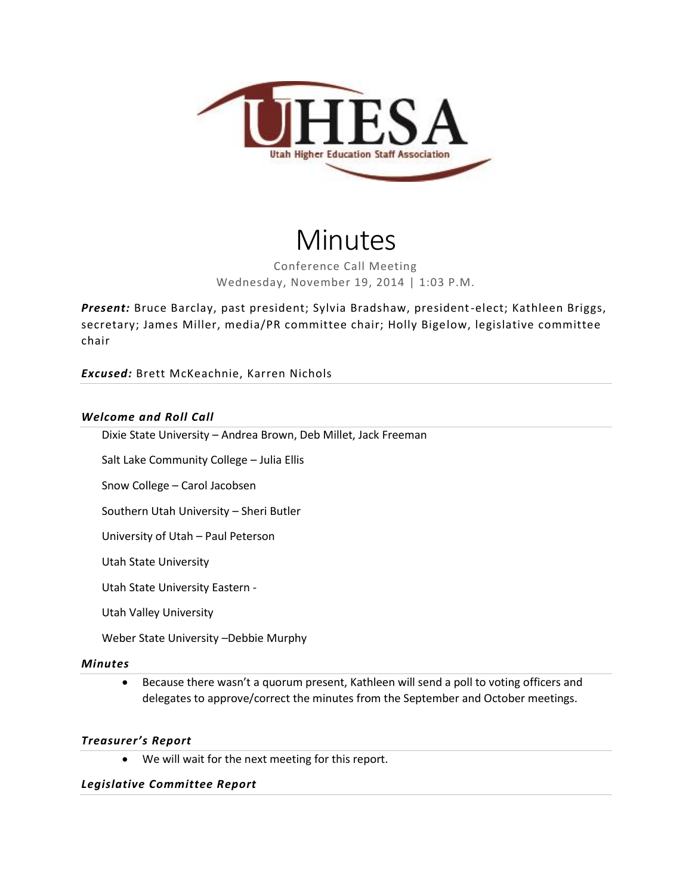UHESA

Utah Higher Education Staff Association

# Minutes

Conference Call Meeting
Wednesday, November 19, 2014 | 1:03 P.M.

***Present:*** Bruce Barclay, past president; Sylvia Bradshaw, president-elect; Kathleen Briggs, secretary; James Miller, media/PR committee chair; Holly Bigelow, legislative committee chair

***Excused:*** Brett McKeachnie, Karren Nichols

### *Welcome and Roll Call*

Dixie State University – Andrea Brown, Deb Millet, Jack Freeman

Salt Lake Community College – Julia Ellis

Snow College – Carol Jacobsen

Southern Utah University – Sheri Butler

University of Utah – Paul Peterson

Utah State University

Utah State University Eastern -

Utah Valley University

Weber State University –Debbie Murphy

### *Minutes*

- Because there wasn't a quorum present, Kathleen will send a poll to voting officers and delegates to approve/correct the minutes from the September and October meetings.

### *Treasurer's Report*

- We will wait for the next meeting for this report.

### *Legislative Committee Report*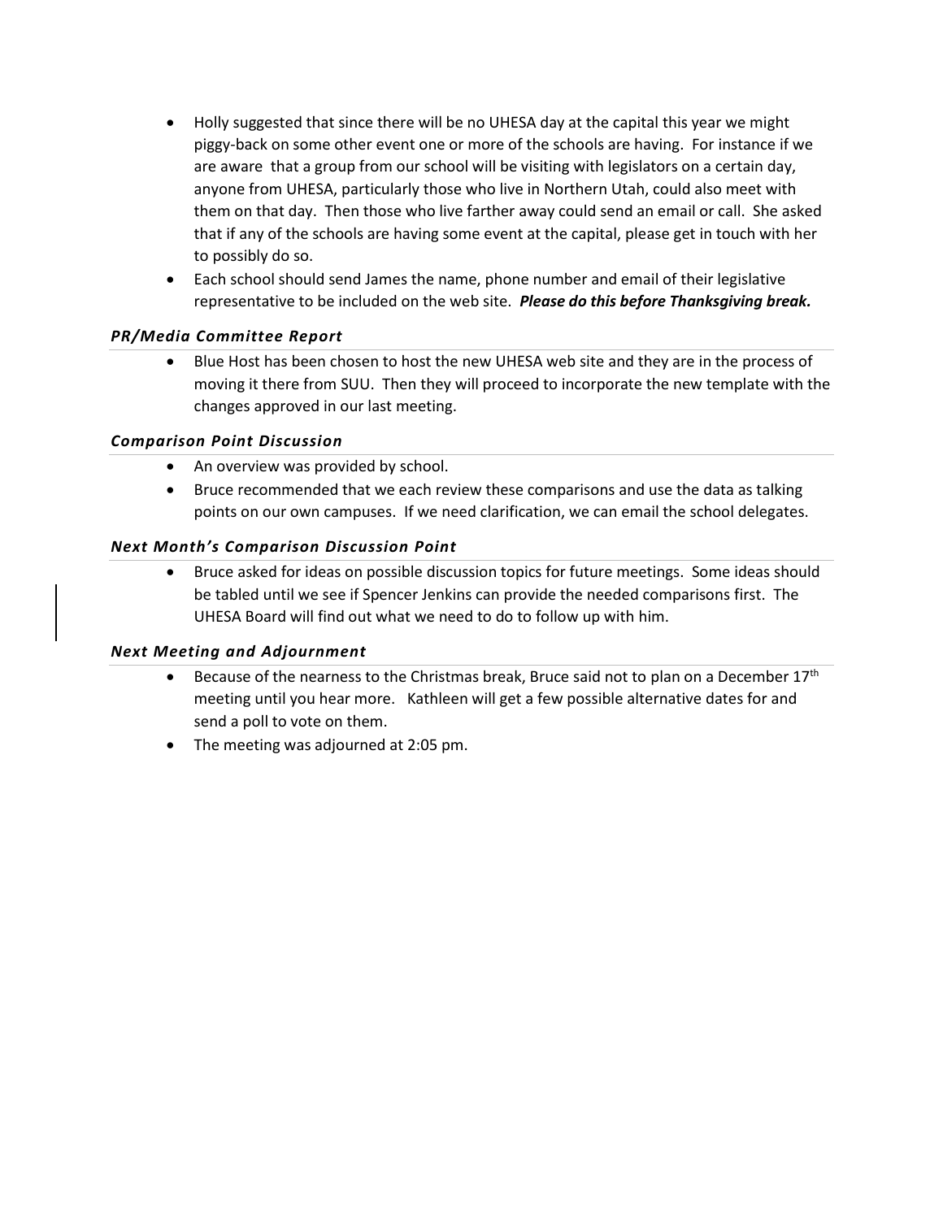- Holly suggested that since there will be no UHESA day at the capital this year we might piggy-back on some other event one or more of the schools are having. For instance if we are aware that a group from our school will be visiting with legislators on a certain day, anyone from UHESA, particularly those who live in Northern Utah, could also meet with them on that day. Then those who live farther away could send an email or call. She asked that if any of the schools are having some event at the capital, please get in touch with her to possibly do so.
- Each school should send James the name, phone number and email of their legislative representative to be included on the web site. ***Please do this before Thanksgiving break.***

### *PR/Media Committee Report*

- Blue Host has been chosen to host the new UHESA web site and they are in the process of moving it there from SUU. Then they will proceed to incorporate the new template with the changes approved in our last meeting.

### *Comparison Point Discussion*

- An overview was provided by school.
- Bruce recommended that we each review these comparisons and use the data as talking points on our own campuses. If we need clarification, we can email the school delegates.

### *Next Month's Comparison Discussion Point*

- Bruce asked for ideas on possible discussion topics for future meetings. Some ideas should be tabled until we see if Spencer Jenkins can provide the needed comparisons first. The UHESA Board will find out what we need to do to follow up with him.

### *Next Meeting and Adjournment*

- Because of the nearness to the Christmas break, Bruce said not to plan on a December 17th meeting until you hear more. Kathleen will get a few possible alternative dates for and send a poll to vote on them.
- The meeting was adjourned at 2:05 pm.